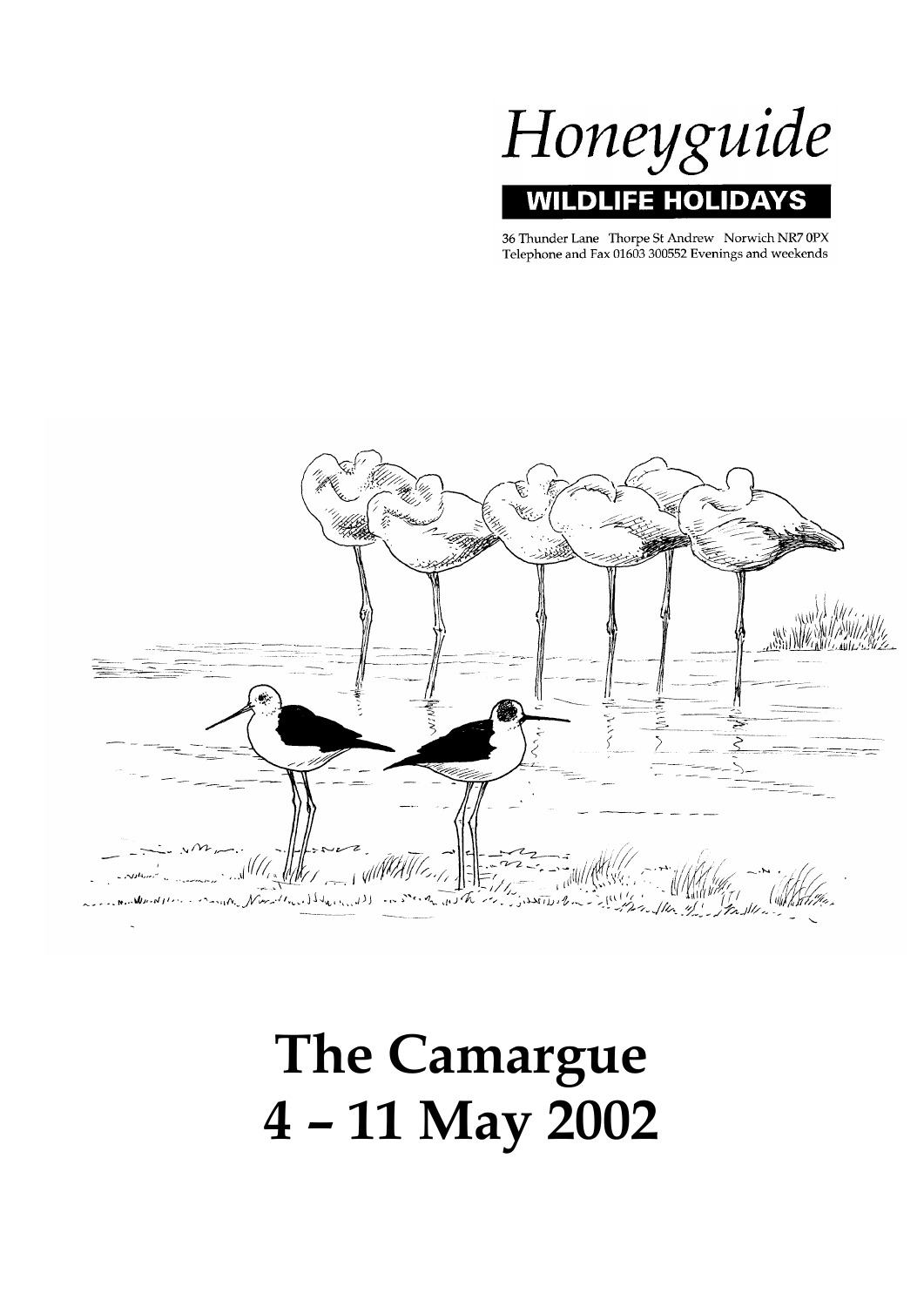# Honeyguide

**WILDLIFE HOLIDAYS**

36 Thunder Lane Thorpe St Andrew Norwich NR7 0PX
Telephone and Fax 01603 300552 Evenings and weekends

# The Camargue
# 4 – 11 May 2002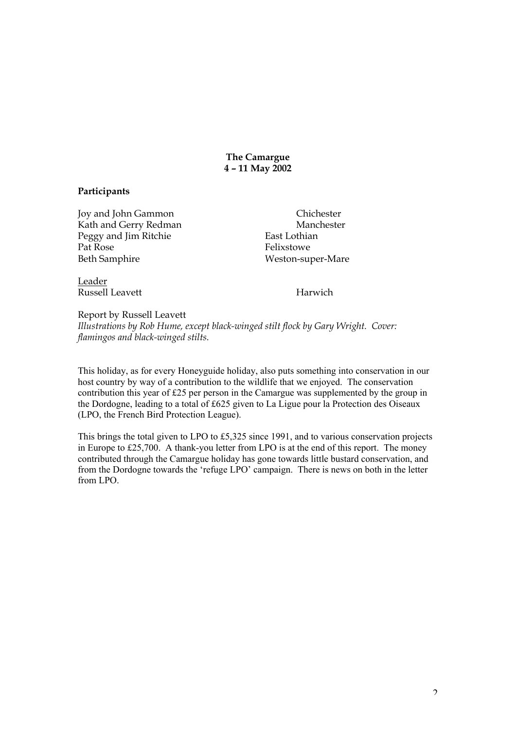**The Camargue**
**4 – 11 May 2002**

**Participants**

| | |
|---|---|
| Joy and John Gammon | Chichester |
| Kath and Gerry Redman | Manchester |
| Peggy and Jim Ritchie | East Lothian |
| Pat Rose | Felixstowe |
| Beth Samphire | Weston-super-Mare |

Leader

| | |
|---|---|
| Russell Leavett | Harwich |

Report by Russell Leavett
*Illustrations by Rob Hume, except black-winged stilt flock by Gary Wright. Cover: flamingos and black-winged stilts.*

This holiday, as for every Honeyguide holiday, also puts something into conservation in our host country by way of a contribution to the wildlife that we enjoyed. The conservation contribution this year of £25 per person in the Camargue was supplemented by the group in the Dordogne, leading to a total of £625 given to La Ligue pour la Protection des Oiseaux (LPO, the French Bird Protection League).

This brings the total given to LPO to £5,325 since 1991, and to various conservation projects in Europe to £25,700. A thank-you letter from LPO is at the end of this report. The money contributed through the Camargue holiday has gone towards little bustard conservation, and from the Dordogne towards the 'refuge LPO' campaign. There is news on both in the letter from LPO.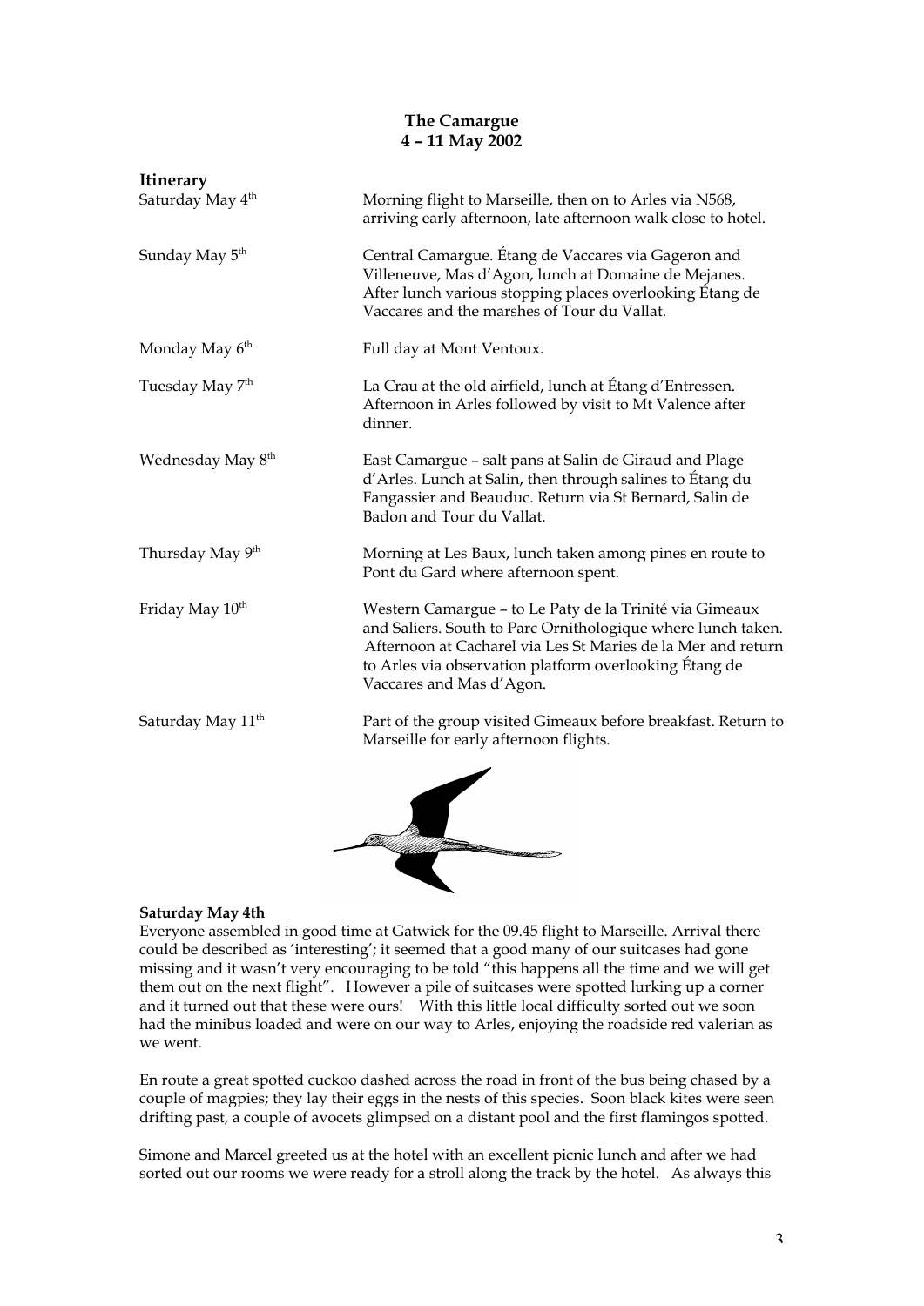**The Camargue**
**4 – 11 May 2002**

**Itinerary**

| | |
|---|---|
| Saturday May 4th | Morning flight to Marseille, then on to Arles via N568, arriving early afternoon, late afternoon walk close to hotel. |
| Sunday May 5th | Central Camargue. Étang de Vaccares via Gageron and Villeneuve, Mas d'Agon, lunch at Domaine de Mejanes. After lunch various stopping places overlooking Étang de Vaccares and the marshes of Tour du Vallat. |
| Monday May 6th | Full day at Mont Ventoux. |
| Tuesday May 7th | La Crau at the old airfield, lunch at Étang d'Entressen. Afternoon in Arles followed by visit to Mt Valence after dinner. |
| Wednesday May 8th | East Camargue – salt pans at Salin de Giraud and Plage d'Arles. Lunch at Salin, then through salines to Étang du Fangassier and Beauduc. Return via St Bernard, Salin de Badon and Tour du Vallat. |
| Thursday May 9th | Morning at Les Baux, lunch taken among pines en route to Pont du Gard where afternoon spent. |
| Friday May 10th | Western Camargue – to Le Paty de la Trinité via Gimeaux and Saliers. South to Parc Ornithologique where lunch taken. Afternoon at Cacharel via Les St Maries de la Mer and return to Arles via observation platform overlooking Étang de Vaccares and Mas d'Agon. |
| Saturday May 11th | Part of the group visited Gimeaux before breakfast. Return to Marseille for early afternoon flights. |

**Saturday May 4th**

Everyone assembled in good time at Gatwick for the 09.45 flight to Marseille. Arrival there could be described as 'interesting'; it seemed that a good many of our suitcases had gone missing and it wasn't very encouraging to be told "this happens all the time and we will get them out on the next flight". However a pile of suitcases were spotted lurking up a corner and it turned out that these were ours! With this little local difficulty sorted out we soon had the minibus loaded and were on our way to Arles, enjoying the roadside red valerian as we went.

En route a great spotted cuckoo dashed across the road in front of the bus being chased by a couple of magpies; they lay their eggs in the nests of this species. Soon black kites were seen drifting past, a couple of avocets glimpsed on a distant pool and the first flamingos spotted.

Simone and Marcel greeted us at the hotel with an excellent picnic lunch and after we had sorted out our rooms we were ready for a stroll along the track by the hotel. As always this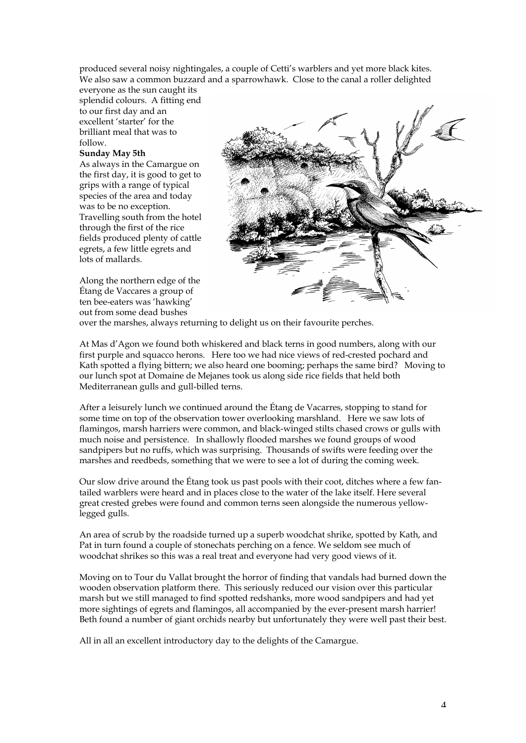produced several noisy nightingales, a couple of Cetti's warblers and yet more black kites. We also saw a common buzzard and a sparrowhawk. Close to the canal a roller delighted everyone as the sun caught its splendid colours. A fitting end to our first day and an excellent 'starter' for the brilliant meal that was to follow.

**Sunday May 5th**

As always in the Camargue on the first day, it is good to get to grips with a range of typical species of the area and today was to be no exception. Travelling south from the hotel through the first of the rice fields produced plenty of cattle egrets, a few little egrets and lots of mallards.

Along the northern edge of the Étang de Vaccares a group of ten bee-eaters was 'hawking' out from some dead bushes over the marshes, always returning to delight us on their favourite perches.

At Mas d'Agon we found both whiskered and black terns in good numbers, along with our first purple and squacco herons. Here too we had nice views of red-crested pochard and Kath spotted a flying bittern; we also heard one booming; perhaps the same bird? Moving to our lunch spot at Domaine de Mejanes took us along side rice fields that held both Mediterranean gulls and gull-billed terns.

After a leisurely lunch we continued around the Étang de Vacarres, stopping to stand for some time on top of the observation tower overlooking marshland. Here we saw lots of flamingos, marsh harriers were common, and black-winged stilts chased crows or gulls with much noise and persistence. In shallowly flooded marshes we found groups of wood sandpipers but no ruffs, which was surprising. Thousands of swifts were feeding over the marshes and reedbeds, something that we were to see a lot of during the coming week.

Our slow drive around the Étang took us past pools with their coot, ditches where a few fan-tailed warblers were heard and in places close to the water of the lake itself. Here several great crested grebes were found and common terns seen alongside the numerous yellow-legged gulls.

An area of scrub by the roadside turned up a superb woodchat shrike, spotted by Kath, and Pat in turn found a couple of stonechats perching on a fence. We seldom see much of woodchat shrikes so this was a real treat and everyone had very good views of it.

Moving on to Tour du Vallat brought the horror of finding that vandals had burned down the wooden observation platform there. This seriously reduced our vision over this particular marsh but we still managed to find spotted redshanks, more wood sandpipers and had yet more sightings of egrets and flamingos, all accompanied by the ever-present marsh harrier! Beth found a number of giant orchids nearby but unfortunately they were well past their best.

All in all an excellent introductory day to the delights of the Camargue.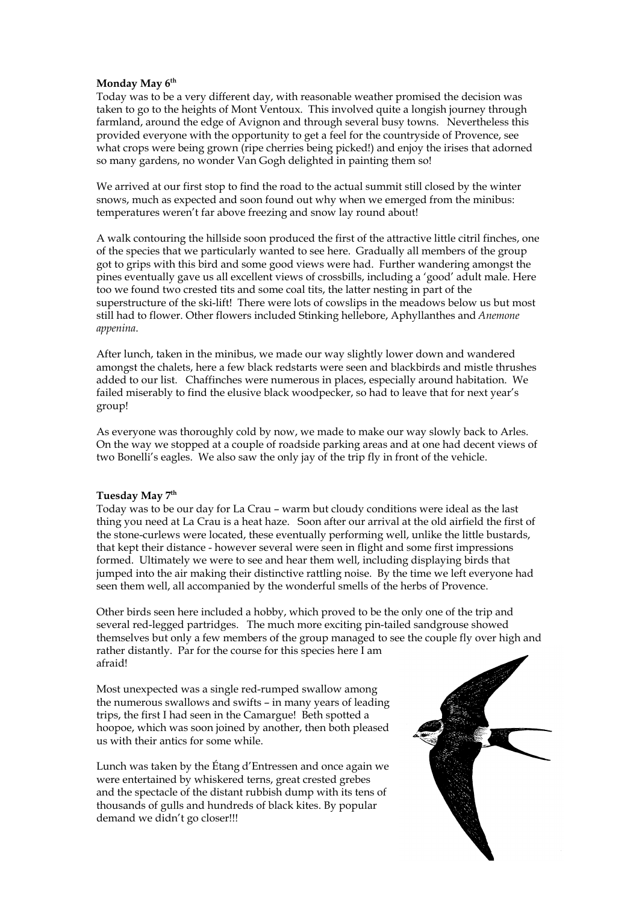**Monday May 6th**

Today was to be a very different day, with reasonable weather promised the decision was taken to go to the heights of Mont Ventoux. This involved quite a longish journey through farmland, around the edge of Avignon and through several busy towns. Nevertheless this provided everyone with the opportunity to get a feel for the countryside of Provence, see what crops were being grown (ripe cherries being picked!) and enjoy the irises that adorned so many gardens, no wonder Van Gogh delighted in painting them so!

We arrived at our first stop to find the road to the actual summit still closed by the winter snows, much as expected and soon found out why when we emerged from the minibus: temperatures weren't far above freezing and snow lay round about!

A walk contouring the hillside soon produced the first of the attractive little citril finches, one of the species that we particularly wanted to see here. Gradually all members of the group got to grips with this bird and some good views were had. Further wandering amongst the pines eventually gave us all excellent views of crossbills, including a 'good' adult male. Here too we found two crested tits and some coal tits, the latter nesting in part of the superstructure of the ski-lift! There were lots of cowslips in the meadows below us but most still had to flower. Other flowers included Stinking hellebore, Aphyllanthes and *Anemone appenina*.

After lunch, taken in the minibus, we made our way slightly lower down and wandered amongst the chalets, here a few black redstarts were seen and blackbirds and mistle thrushes added to our list. Chaffinches were numerous in places, especially around habitation. We failed miserably to find the elusive black woodpecker, so had to leave that for next year's group!

As everyone was thoroughly cold by now, we made to make our way slowly back to Arles. On the way we stopped at a couple of roadside parking areas and at one had decent views of two Bonelli's eagles. We also saw the only jay of the trip fly in front of the vehicle.

**Tuesday May 7th**

Today was to be our day for La Crau – warm but cloudy conditions were ideal as the last thing you need at La Crau is a heat haze. Soon after our arrival at the old airfield the first of the stone-curlews were located, these eventually performing well, unlike the little bustards, that kept their distance - however several were seen in flight and some first impressions formed. Ultimately we were to see and hear them well, including displaying birds that jumped into the air making their distinctive rattling noise. By the time we left everyone had seen them well, all accompanied by the wonderful smells of the herbs of Provence.

Other birds seen here included a hobby, which proved to be the only one of the trip and several red-legged partridges. The much more exciting pin-tailed sandgrouse showed themselves but only a few members of the group managed to see the couple fly over high and rather distantly. Par for the course for this species here I am afraid!

Most unexpected was a single red-rumped swallow among the numerous swallows and swifts – in many years of leading trips, the first I had seen in the Camargue! Beth spotted a hoopoe, which was soon joined by another, then both pleased us with their antics for some while.

Lunch was taken by the Étang d'Entressen and once again we were entertained by whiskered terns, great crested grebes and the spectacle of the distant rubbish dump with its tens of thousands of gulls and hundreds of black kites. By popular demand we didn't go closer!!!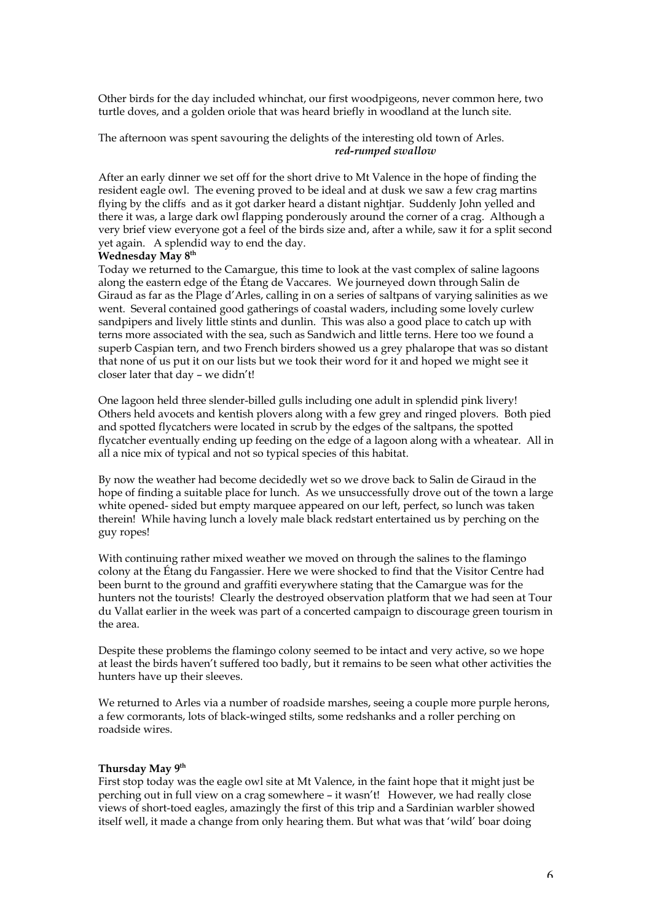Other birds for the day included whinchat, our first woodpigeons, never common here, two turtle doves, and a golden oriole that was heard briefly in woodland at the lunch site.

The afternoon was spent savouring the delights of the interesting old town of Arles.

***red-rumped swallow***

After an early dinner we set off for the short drive to Mt Valence in the hope of finding the resident eagle owl. The evening proved to be ideal and at dusk we saw a few crag martins flying by the cliffs and as it got darker heard a distant nightjar. Suddenly John yelled and there it was, a large dark owl flapping ponderously around the corner of a crag. Although a very brief view everyone got a feel of the birds size and, after a while, saw it for a split second yet again. A splendid way to end the day.

**Wednesday May 8th**

Today we returned to the Camargue, this time to look at the vast complex of saline lagoons along the eastern edge of the Étang de Vaccares. We journeyed down through Salin de Giraud as far as the Plage d'Arles, calling in on a series of saltpans of varying salinities as we went. Several contained good gatherings of coastal waders, including some lovely curlew sandpipers and lively little stints and dunlin. This was also a good place to catch up with terns more associated with the sea, such as Sandwich and little terns. Here too we found a superb Caspian tern, and two French birders showed us a grey phalarope that was so distant that none of us put it on our lists but we took their word for it and hoped we might see it closer later that day – we didn't!

One lagoon held three slender-billed gulls including one adult in splendid pink livery! Others held avocets and kentish plovers along with a few grey and ringed plovers. Both pied and spotted flycatchers were located in scrub by the edges of the saltpans, the spotted flycatcher eventually ending up feeding on the edge of a lagoon along with a wheatear. All in all a nice mix of typical and not so typical species of this habitat.

By now the weather had become decidedly wet so we drove back to Salin de Giraud in the hope of finding a suitable place for lunch. As we unsuccessfully drove out of the town a large white opened- sided but empty marquee appeared on our left, perfect, so lunch was taken therein! While having lunch a lovely male black redstart entertained us by perching on the guy ropes!

With continuing rather mixed weather we moved on through the salines to the flamingo colony at the Étang du Fangassier. Here we were shocked to find that the Visitor Centre had been burnt to the ground and graffiti everywhere stating that the Camargue was for the hunters not the tourists! Clearly the destroyed observation platform that we had seen at Tour du Vallat earlier in the week was part of a concerted campaign to discourage green tourism in the area.

Despite these problems the flamingo colony seemed to be intact and very active, so we hope at least the birds haven't suffered too badly, but it remains to be seen what other activities the hunters have up their sleeves.

We returned to Arles via a number of roadside marshes, seeing a couple more purple herons, a few cormorants, lots of black-winged stilts, some redshanks and a roller perching on roadside wires.

**Thursday May 9th**

First stop today was the eagle owl site at Mt Valence, in the faint hope that it might just be perching out in full view on a crag somewhere – it wasn't! However, we had really close views of short-toed eagles, amazingly the first of this trip and a Sardinian warbler showed itself well, it made a change from only hearing them. But what was that 'wild' boar doing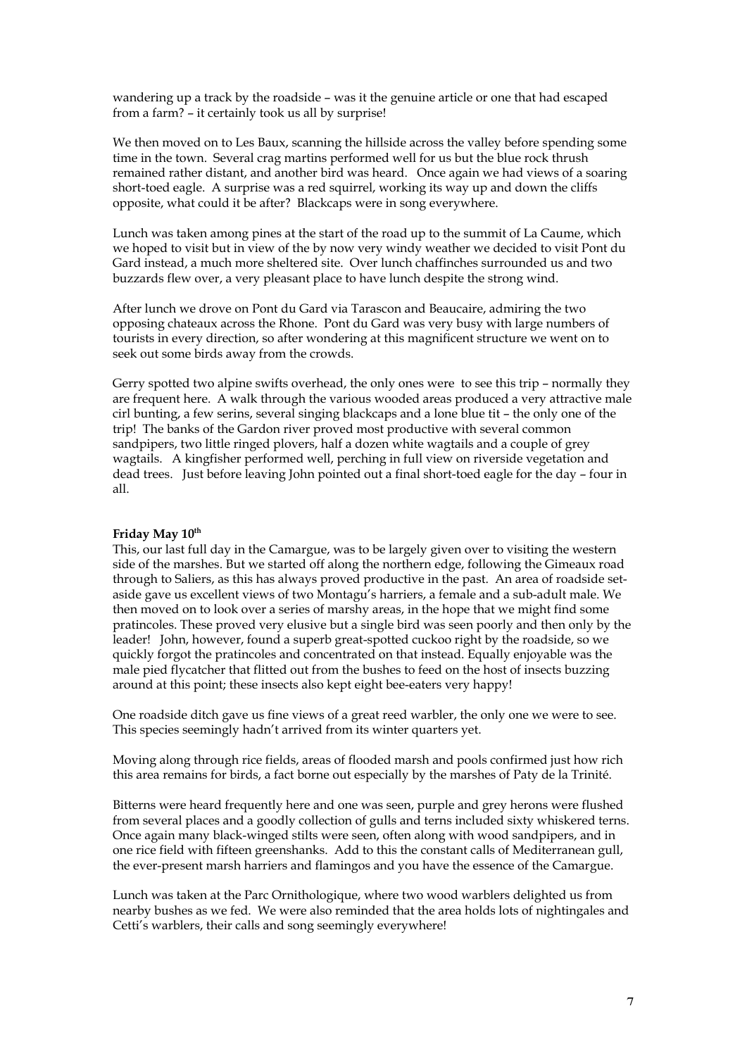wandering up a track by the roadside – was it the genuine article or one that had escaped from a farm? – it certainly took us all by surprise!

We then moved on to Les Baux, scanning the hillside across the valley before spending some time in the town. Several crag martins performed well for us but the blue rock thrush remained rather distant, and another bird was heard. Once again we had views of a soaring short-toed eagle. A surprise was a red squirrel, working its way up and down the cliffs opposite, what could it be after? Blackcaps were in song everywhere.

Lunch was taken among pines at the start of the road up to the summit of La Caume, which we hoped to visit but in view of the by now very windy weather we decided to visit Pont du Gard instead, a much more sheltered site. Over lunch chaffinches surrounded us and two buzzards flew over, a very pleasant place to have lunch despite the strong wind.

After lunch we drove on Pont du Gard via Tarascon and Beaucaire, admiring the two opposing chateaux across the Rhone. Pont du Gard was very busy with large numbers of tourists in every direction, so after wondering at this magnificent structure we went on to seek out some birds away from the crowds.

Gerry spotted two alpine swifts overhead, the only ones were to see this trip – normally they are frequent here. A walk through the various wooded areas produced a very attractive male cirl bunting, a few serins, several singing blackcaps and a lone blue tit – the only one of the trip! The banks of the Gardon river proved most productive with several common sandpipers, two little ringed plovers, half a dozen white wagtails and a couple of grey wagtails. A kingfisher performed well, perching in full view on riverside vegetation and dead trees. Just before leaving John pointed out a final short-toed eagle for the day – four in all.

**Friday May 10th**

This, our last full day in the Camargue, was to be largely given over to visiting the western side of the marshes. But we started off along the northern edge, following the Gimeaux road through to Saliers, as this has always proved productive in the past. An area of roadside set-aside gave us excellent views of two Montagu's harriers, a female and a sub-adult male. We then moved on to look over a series of marshy areas, in the hope that we might find some pratincoles. These proved very elusive but a single bird was seen poorly and then only by the leader! John, however, found a superb great-spotted cuckoo right by the roadside, so we quickly forgot the pratincoles and concentrated on that instead. Equally enjoyable was the male pied flycatcher that flitted out from the bushes to feed on the host of insects buzzing around at this point; these insects also kept eight bee-eaters very happy!

One roadside ditch gave us fine views of a great reed warbler, the only one we were to see. This species seemingly hadn't arrived from its winter quarters yet.

Moving along through rice fields, areas of flooded marsh and pools confirmed just how rich this area remains for birds, a fact borne out especially by the marshes of Paty de la Trinité.

Bitterns were heard frequently here and one was seen, purple and grey herons were flushed from several places and a goodly collection of gulls and terns included sixty whiskered terns. Once again many black-winged stilts were seen, often along with wood sandpipers, and in one rice field with fifteen greenshanks. Add to this the constant calls of Mediterranean gull, the ever-present marsh harriers and flamingos and you have the essence of the Camargue.

Lunch was taken at the Parc Ornithologique, where two wood warblers delighted us from nearby bushes as we fed. We were also reminded that the area holds lots of nightingales and Cetti's warblers, their calls and song seemingly everywhere!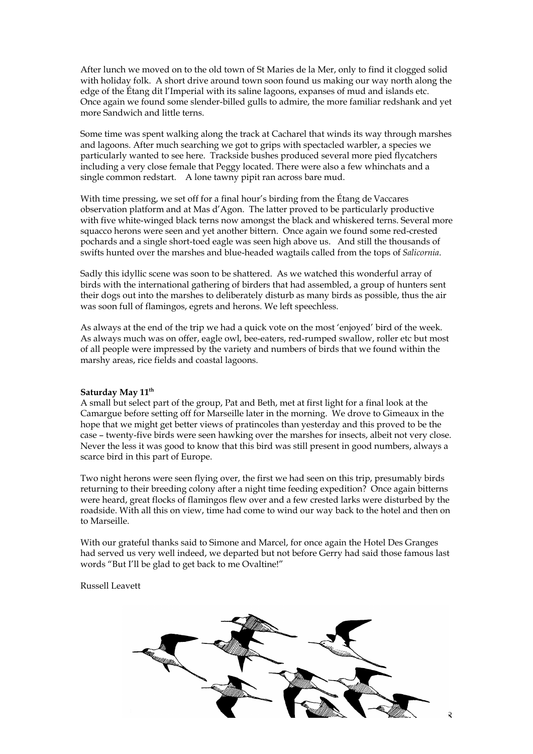After lunch we moved on to the old town of St Maries de la Mer, only to find it clogged solid with holiday folk. A short drive around town soon found us making our way north along the edge of the Étang dit l'Imperial with its saline lagoons, expanses of mud and islands etc. Once again we found some slender-billed gulls to admire, the more familiar redshank and yet more Sandwich and little terns.

Some time was spent walking along the track at Cacharel that winds its way through marshes and lagoons. After much searching we got to grips with spectacled warbler, a species we particularly wanted to see here. Trackside bushes produced several more pied flycatchers including a very close female that Peggy located. There were also a few whinchats and a single common redstart. A lone tawny pipit ran across bare mud.

With time pressing, we set off for a final hour's birding from the Étang de Vaccares observation platform and at Mas d'Agon. The latter proved to be particularly productive with five white-winged black terns now amongst the black and whiskered terns. Several more squacco herons were seen and yet another bittern. Once again we found some red-crested pochards and a single short-toed eagle was seen high above us. And still the thousands of swifts hunted over the marshes and blue-headed wagtails called from the tops of *Salicornia*.

Sadly this idyllic scene was soon to be shattered. As we watched this wonderful array of birds with the international gathering of birders that had assembled, a group of hunters sent their dogs out into the marshes to deliberately disturb as many birds as possible, thus the air was soon full of flamingos, egrets and herons. We left speechless.

As always at the end of the trip we had a quick vote on the most 'enjoyed' bird of the week. As always much was on offer, eagle owl, bee-eaters, red-rumped swallow, roller etc but most of all people were impressed by the variety and numbers of birds that we found within the marshy areas, rice fields and coastal lagoons.

**Saturday May 11th**

A small but select part of the group, Pat and Beth, met at first light for a final look at the Camargue before setting off for Marseille later in the morning. We drove to Gimeaux in the hope that we might get better views of praticoles than yesterday and this proved to be the case – twenty-five birds were seen hawking over the marshes for insects, albeit not very close. Never the less it was good to know that this bird was still present in good numbers, always a scarce bird in this part of Europe.

Two night herons were seen flying over, the first we had seen on this trip, presumably birds returning to their breeding colony after a night time feeding expedition? Once again bitterns were heard, great flocks of flamingos flew over and a few crested larks were disturbed by the roadside. With all this on view, time had come to wind our way back to the hotel and then on to Marseille.

With our grateful thanks said to Simone and Marcel, for once again the Hotel Des Granges had served us very well indeed, we departed but not before Gerry had said those famous last words "But I'll be glad to get back to me Ovaltine!"

Russell Leavett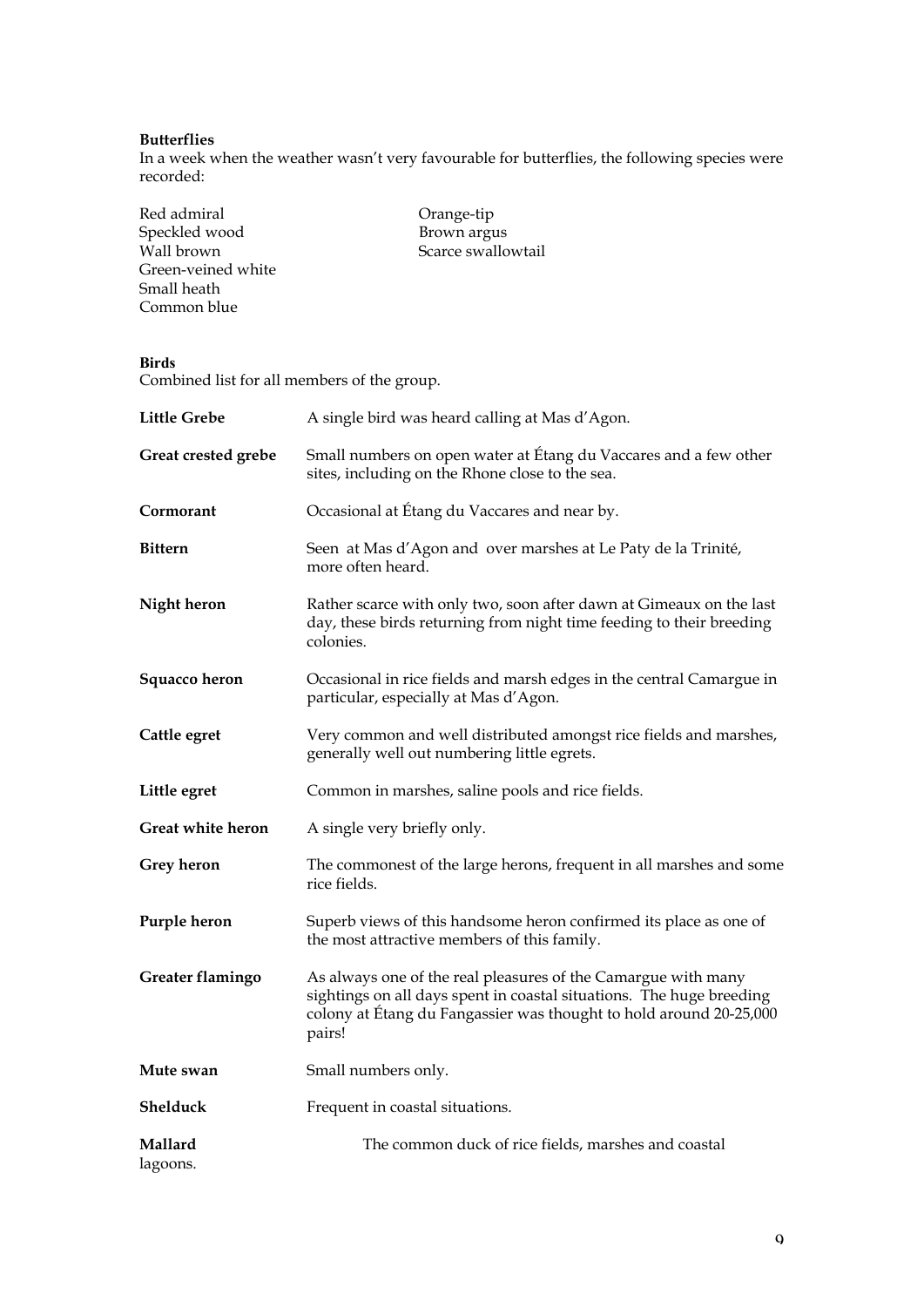**Butterflies**

In a week when the weather wasn't very favourable for butterflies, the following species were recorded:

Red admiral
Speckled wood
Wall brown
Green-veined white
Small heath
Common blue
Orange-tip
Brown argus
Scarce swallowtail

**Birds**

Combined list for all members of the group.

**Little Grebe** A single bird was heard calling at Mas d'Agon.

**Great crested grebe** Small numbers on open water at Étang du Vaccares and a few other sites, including on the Rhone close to the sea.

**Cormorant** Occasional at Étang du Vaccares and near by.

**Bittern** Seen at Mas d'Agon and over marshes at Le Paty de la Trinité, more often heard.

**Night heron** Rather scarce with only two, soon after dawn at Gimeaux on the last day, these birds returning from night time feeding to their breeding colonies.

**Squacco heron** Occasional in rice fields and marsh edges in the central Camargue in particular, especially at Mas d'Agon.

**Cattle egret** Very common and well distributed amongst rice fields and marshes, generally well out numbering little egrets.

**Little egret** Common in marshes, saline pools and rice fields.

**Great white heron** A single very briefly only.

**Grey heron** The commonest of the large herons, frequent in all marshes and some rice fields.

**Purple heron** Superb views of this handsome heron confirmed its place as one of the most attractive members of this family.

**Greater flamingo** As always one of the real pleasures of the Camargue with many sightings on all days spent in coastal situations. The huge breeding colony at Étang du Fangassier was thought to hold around 20-25,000 pairs!

**Mute swan** Small numbers only.

**Shelduck** Frequent in coastal situations.

**Mallard** The common duck of rice fields, marshes and coastal lagoons.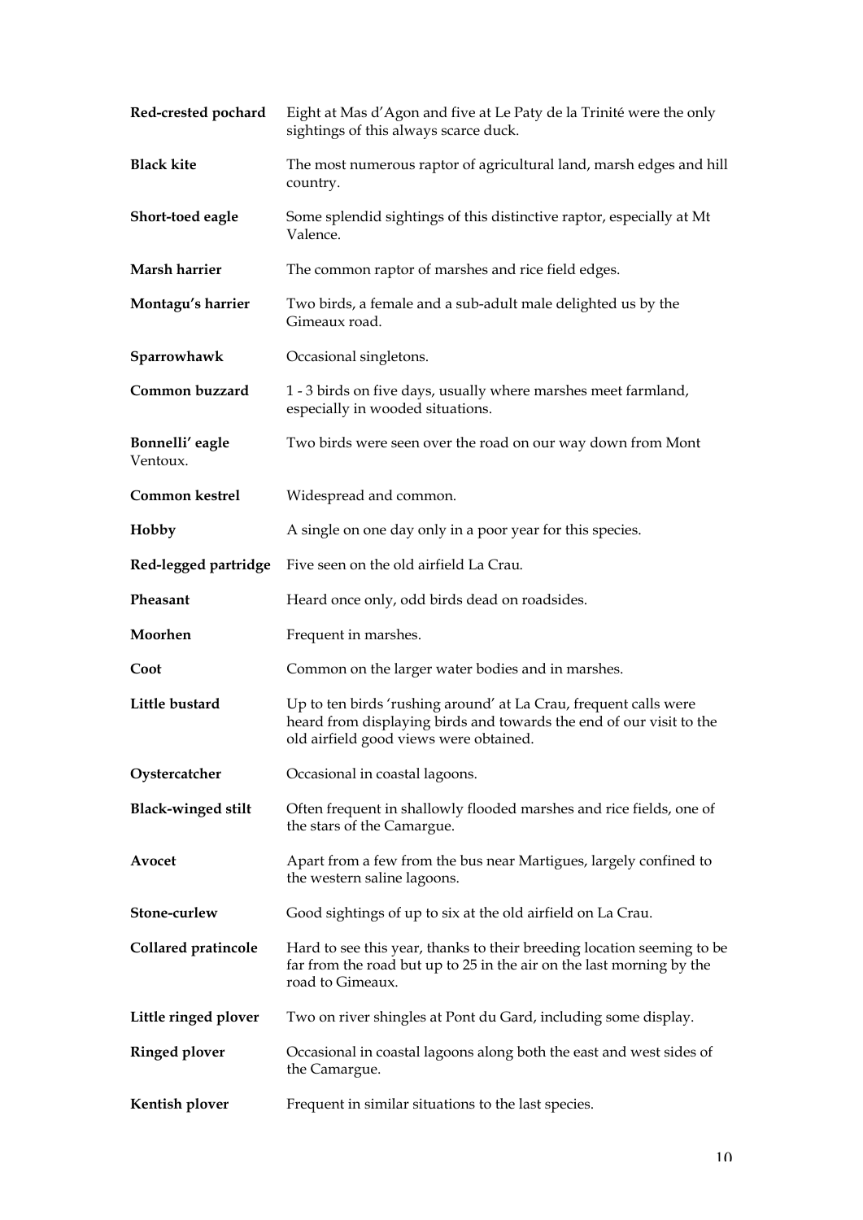**Red-crested pochard** Eight at Mas d'Agon and five at Le Paty de la Trinité were the only sightings of this always scarce duck.

**Black kite** The most numerous raptor of agricultural land, marsh edges and hill country.

**Short-toed eagle** Some splendid sightings of this distinctive raptor, especially at Mt Valence.

**Marsh harrier** The common raptor of marshes and rice field edges.

**Montagu's harrier** Two birds, a female and a sub-adult male delighted us by the Gimeaux road.

**Sparrowhawk** Occasional singletons.

**Common buzzard** 1 - 3 birds on five days, usually where marshes meet farmland, especially in wooded situations.

**Bonnelli' eagle** Two birds were seen over the road on our way down from Mont Ventoux.

**Common kestrel** Widespread and common.

**Hobby** A single on one day only in a poor year for this species.

**Red-legged partridge** Five seen on the old airfield La Crau.

**Pheasant** Heard once only, odd birds dead on roadsides.

**Moorhen** Frequent in marshes.

**Coot** Common on the larger water bodies and in marshes.

**Little bustard** Up to ten birds 'rushing around' at La Crau, frequent calls were heard from displaying birds and towards the end of our visit to the old airfield good views were obtained.

**Oystercatcher** Occasional in coastal lagoons.

**Black-winged stilt** Often frequent in shallowly flooded marshes and rice fields, one of the stars of the Camargue.

**Avocet** Apart from a few from the bus near Martigues, largely confined to the western saline lagoons.

**Stone-curlew** Good sightings of up to six at the old airfield on La Crau.

**Collared pratincole** Hard to see this year, thanks to their breeding location seeming to be far from the road but up to 25 in the air on the last morning by the road to Gimeaux.

**Little ringed plover** Two on river shingles at Pont du Gard, including some display.

**Ringed plover** Occasional in coastal lagoons along both the east and west sides of the Camargue.

**Kentish plover** Frequent in similar situations to the last species.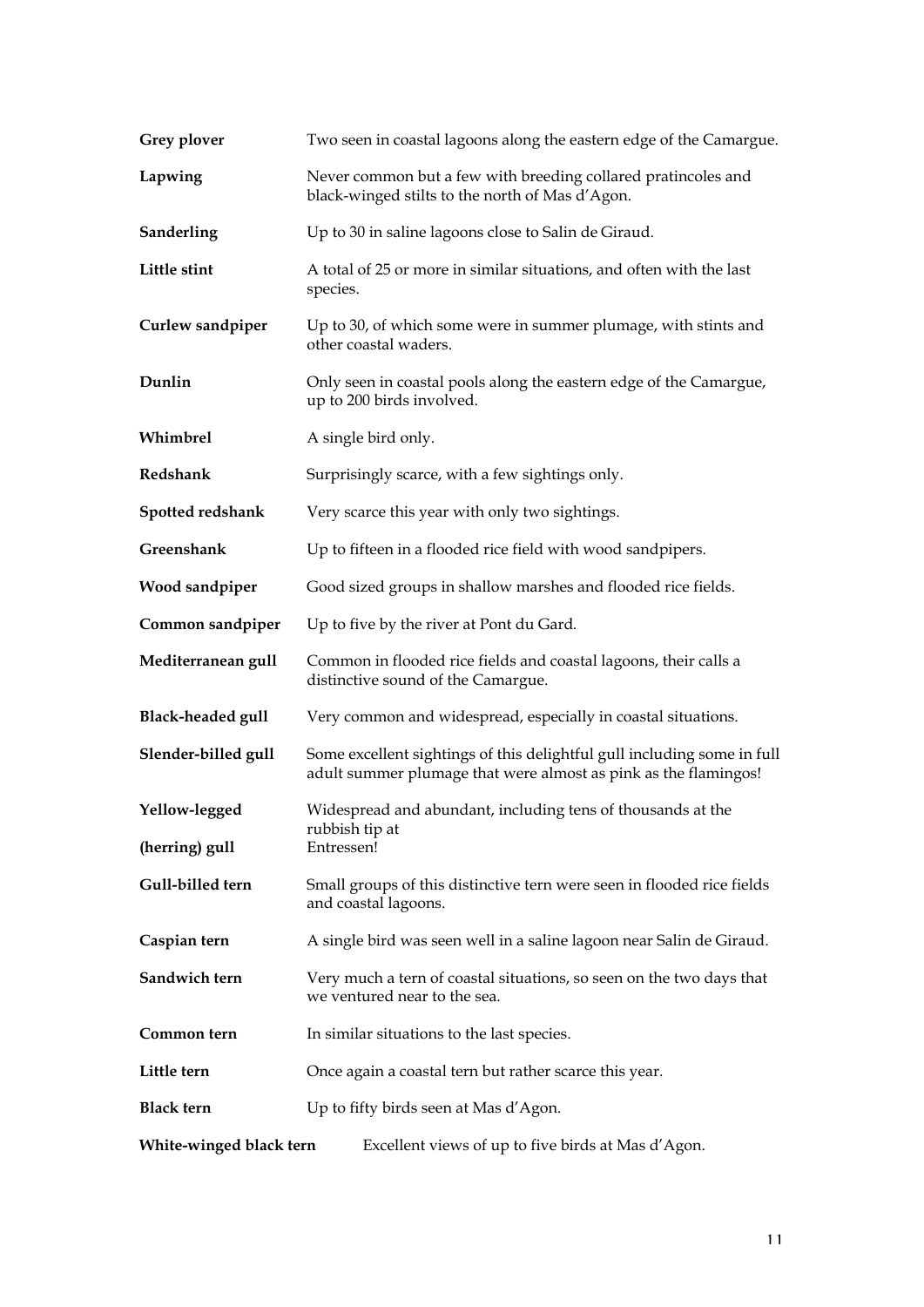**Grey plover** Two seen in coastal lagoons along the eastern edge of the Camargue.

**Lapwing** Never common but a few with breeding collared pratincoles and black-winged stilts to the north of Mas d'Agon.

**Sanderling** Up to 30 in saline lagoons close to Salin de Giraud.

**Little stint** A total of 25 or more in similar situations, and often with the last species.

**Curlew sandpiper** Up to 30, of which some were in summer plumage, with stints and other coastal waders.

**Dunlin** Only seen in coastal pools along the eastern edge of the Camargue, up to 200 birds involved.

**Whimbrel** A single bird only.

**Redshank** Surprisingly scarce, with a few sightings only.

**Spotted redshank** Very scarce this year with only two sightings.

**Greenshank** Up to fifteen in a flooded rice field with wood sandpipers.

**Wood sandpiper** Good sized groups in shallow marshes and flooded rice fields.

**Common sandpiper** Up to five by the river at Pont du Gard.

**Mediterranean gull** Common in flooded rice fields and coastal lagoons, their calls a distinctive sound of the Camargue.

**Black-headed gull** Very common and widespread, especially in coastal situations.

**Slender-billed gull** Some excellent sightings of this delightful gull including some in full adult summer plumage that were almost as pink as the flamingos!

**Yellow-legged (herring) gull** Widespread and abundant, including tens of thousands at the rubbish tip at Entressen!

**Gull-billed tern** Small groups of this distinctive tern were seen in flooded rice fields and coastal lagoons.

**Caspian tern** A single bird was seen well in a saline lagoon near Salin de Giraud.

**Sandwich tern** Very much a tern of coastal situations, so seen on the two days that we ventured near to the sea.

**Common tern** In similar situations to the last species.

**Little tern** Once again a coastal tern but rather scarce this year.

**Black tern** Up to fifty birds seen at Mas d'Agon.

**White-winged black tern** Excellent views of up to five birds at Mas d'Agon.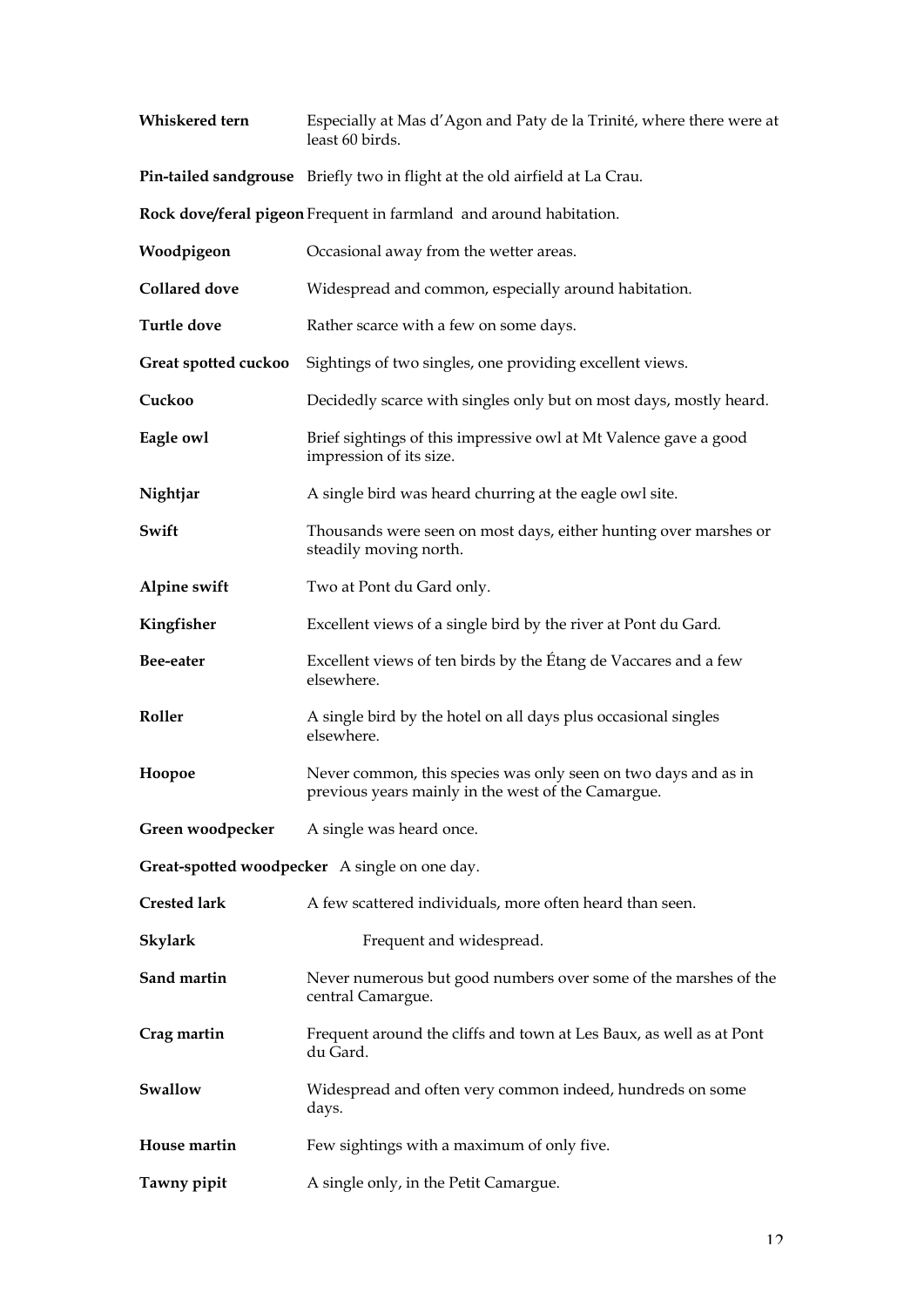**Whiskered tern** Especially at Mas d'Agon and Paty de la Trinité, where there were at least 60 birds.

**Pin-tailed sandgrouse** Briefly two in flight at the old airfield at La Crau.

**Rock dove/feral pigeon** Frequent in farmland and around habitation.

**Woodpigeon** Occasional away from the wetter areas.

**Collared dove** Widespread and common, especially around habitation.

**Turtle dove** Rather scarce with a few on some days.

**Great spotted cuckoo** Sightings of two singles, one providing excellent views.

**Cuckoo** Decidedly scarce with singles only but on most days, mostly heard.

**Eagle owl** Brief sightings of this impressive owl at Mt Valence gave a good impression of its size.

**Nightjar** A single bird was heard churring at the eagle owl site.

**Swift** Thousands were seen on most days, either hunting over marshes or steadily moving north.

**Alpine swift** Two at Pont du Gard only.

**Kingfisher** Excellent views of a single bird by the river at Pont du Gard.

**Bee-eater** Excellent views of ten birds by the Étang de Vaccares and a few elsewhere.

**Roller** A single bird by the hotel on all days plus occasional singles elsewhere.

**Hoopoe** Never common, this species was only seen on two days and as in previous years mainly in the west of the Camargue.

**Green woodpecker** A single was heard once.

**Great-spotted woodpecker** A single on one day.

**Crested lark** A few scattered individuals, more often heard than seen.

**Skylark** Frequent and widespread.

**Sand martin** Never numerous but good numbers over some of the marshes of the central Camargue.

**Crag martin** Frequent around the cliffs and town at Les Baux, as well as at Pont du Gard.

**Swallow** Widespread and often very common indeed, hundreds on some days.

**House martin** Few sightings with a maximum of only five.

**Tawny pipit** A single only, in the Petit Camargue.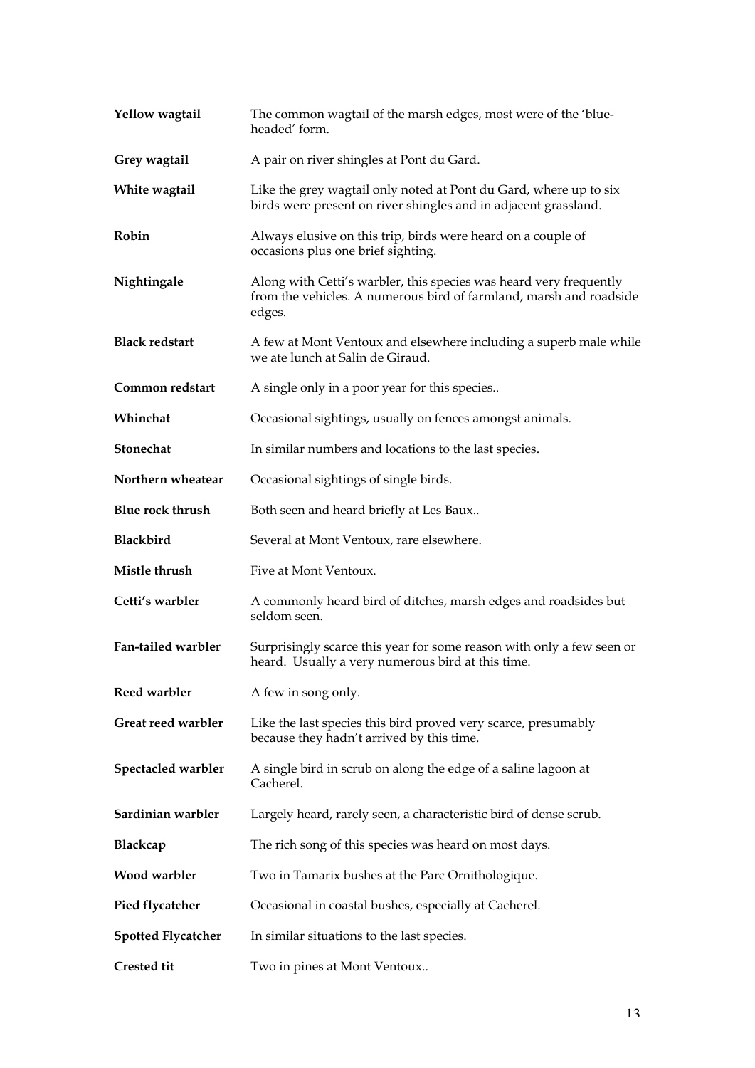| | |
|---|---|
| **Yellow wagtail** | The common wagtail of the marsh edges, most were of the 'blue-headed' form. |
| **Grey wagtail** | A pair on river shingles at Pont du Gard. |
| **White wagtail** | Like the grey wagtail only noted at Pont du Gard, where up to six birds were present on river shingles and in adjacent grassland. |
| **Robin** | Always elusive on this trip, birds were heard on a couple of occasions plus one brief sighting. |
| **Nightingale** | Along with Cetti's warbler, this species was heard very frequently from the vehicles. A numerous bird of farmland, marsh and roadside edges. |
| **Black redstart** | A few at Mont Ventoux and elsewhere including a superb male while we ate lunch at Salin de Giraud. |
| **Common redstart** | A single only in a poor year for this species.. |
| **Whinchat** | Occasional sightings, usually on fences amongst animals. |
| **Stonechat** | In similar numbers and locations to the last species. |
| **Northern wheatear** | Occasional sightings of single birds. |
| **Blue rock thrush** | Both seen and heard briefly at Les Baux.. |
| **Blackbird** | Several at Mont Ventoux, rare elsewhere. |
| **Mistle thrush** | Five at Mont Ventoux. |
| **Cetti's warbler** | A commonly heard bird of ditches, marsh edges and roadsides but seldom seen. |
| **Fan-tailed warbler** | Surprisingly scarce this year for some reason with only a few seen or heard. Usually a very numerous bird at this time. |
| **Reed warbler** | A few in song only. |
| **Great reed warbler** | Like the last species this bird proved very scarce, presumably because they hadn't arrived by this time. |
| **Spectacled warbler** | A single bird in scrub on along the edge of a saline lagoon at Cacherel. |
| **Sardinian warbler** | Largely heard, rarely seen, a characteristic bird of dense scrub. |
| **Blackcap** | The rich song of this species was heard on most days. |
| **Wood warbler** | Two in Tamarix bushes at the Parc Ornithologique. |
| **Pied flycatcher** | Occasional in coastal bushes, especially at Cacherel. |
| **Spotted Flycatcher** | In similar situations to the last species. |
| **Crested tit** | Two in pines at Mont Ventoux.. |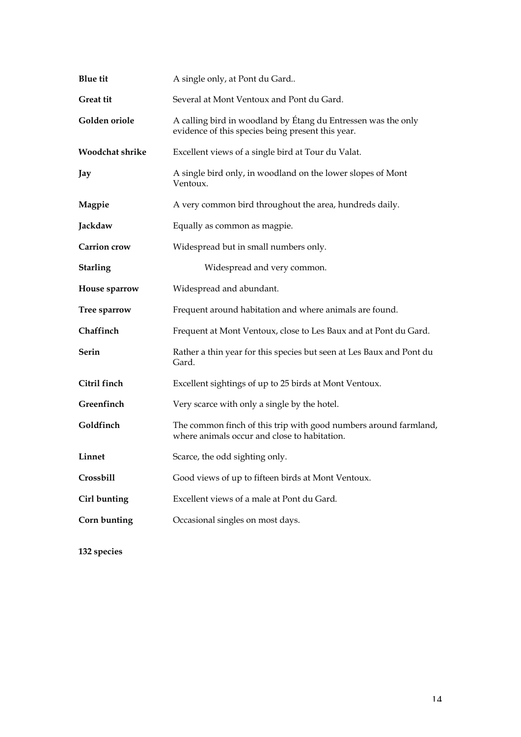| | |
|---|---|
| **Blue tit** | A single only, at Pont du Gard.. |
| **Great tit** | Several at Mont Ventoux and Pont du Gard. |
| **Golden oriole** | A calling bird in woodland by Étang du Entressen was the only evidence of this species being present this year. |
| **Woodchat shrike** | Excellent views of a single bird at Tour du Valat. |
| **Jay** | A single bird only, in woodland on the lower slopes of Mont Ventoux. |
| **Magpie** | A very common bird throughout the area, hundreds daily. |
| **Jackdaw** | Equally as common as magpie. |
| **Carrion crow** | Widespread but in small numbers only. |
| **Starling** | Widespread and very common. |
| **House sparrow** | Widespread and abundant. |
| **Tree sparrow** | Frequent around habitation and where animals are found. |
| **Chaffinch** | Frequent at Mont Ventoux, close to Les Baux and at Pont du Gard. |
| **Serin** | Rather a thin year for this species but seen at Les Baux and Pont du Gard. |
| **Citril finch** | Excellent sightings of up to 25 birds at Mont Ventoux. |
| **Greenfinch** | Very scarce with only a single by the hotel. |
| **Goldfinch** | The common finch of this trip with good numbers around farmland, where animals occur and close to habitation. |
| **Linnet** | Scarce, the odd sighting only. |
| **Crossbill** | Good views of up to fifteen birds at Mont Ventoux. |
| **Cirl bunting** | Excellent views of a male at Pont du Gard. |
| **Corn bunting** | Occasional singles on most days. |

**132 species**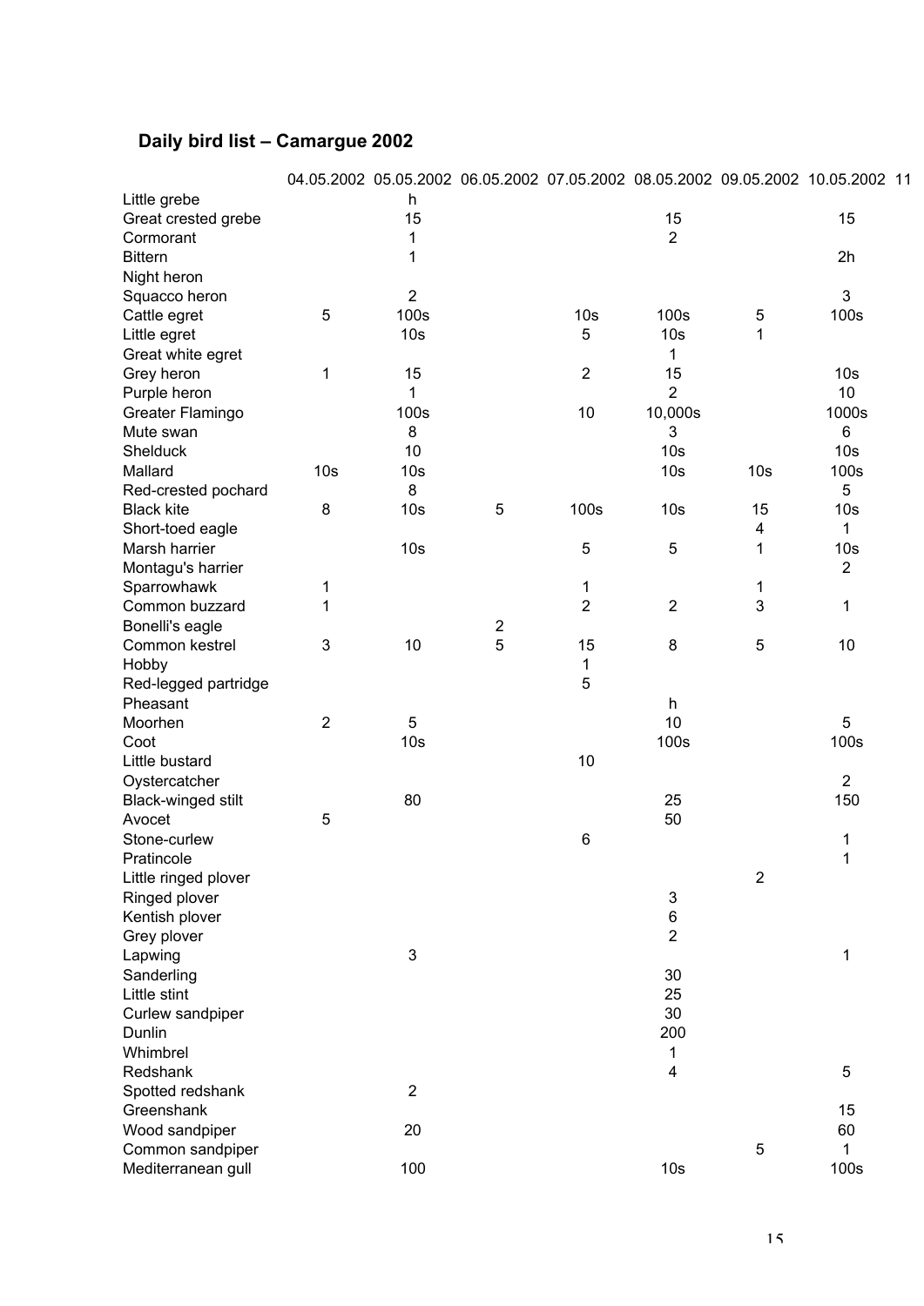## Daily bird list – Camargue 2002

| | 04.05.2002 | 05.05.2002 | 06.05.2002 | 07.05.2002 | 08.05.2002 | 09.05.2002 | 10.05.2002 | 11 |
|---|---|---|---|---|---|---|---|---|
| Little grebe | | h | | | | | | |
| Great crested grebe | | 15 | | | 15 | | 15 | |
| Cormorant | | 1 | | | 2 | | | |
| Bittern | | 1 | | | | | 2h | |
| Night heron | | | | | | | | |
| Squacco heron | | 2 | | | | | 3 | |
| Cattle egret | 5 | 100s | | 10s | 100s | 5 | 100s | |
| Little egret | | 10s | | 5 | 10s | 1 | | |
| Great white egret | | | | | 1 | | | |
| Grey heron | 1 | 15 | | 2 | 15 | | 10s | |
| Purple heron | | 1 | | | 2 | | 10 | |
| Greater Flamingo | | 100s | | 10 | 10,000s | | 1000s | |
| Mute swan | | 8 | | | 3 | | 6 | |
| Shelduck | | 10 | | | 10s | | 10s | |
| Mallard | 10s | 10s | | | 10s | 10s | 100s | |
| Red-crested pochard | | 8 | | | | | 5 | |
| Black kite | 8 | 10s | 5 | 100s | 10s | 15 | 10s | |
| Short-toed eagle | | | | | | 4 | 1 | |
| Marsh harrier | | 10s | | 5 | 5 | 1 | 10s | |
| Montagu's harrier | | | | | | | 2 | |
| Sparrowhawk | 1 | | | 1 | | 1 | | |
| Common buzzard | 1 | | | 2 | 2 | 3 | 1 | |
| Bonelli's eagle | | | 2 | | | | | |
| Common kestrel | 3 | 10 | 5 | 15 | 8 | 5 | 10 | |
| Hobby | | | | 1 | | | | |
| Red-legged partridge | | | | 5 | | | | |
| Pheasant | | | | | h | | | |
| Moorhen | 2 | 5 | | | 10 | | 5 | |
| Coot | | 10s | | | 100s | | 100s | |
| Little bustard | | | | 10 | | | | |
| Oystercatcher | | | | | | | 2 | |
| Black-winged stilt | | 80 | | | 25 | | 150 | |
| Avocet | 5 | | | | 50 | | | |
| Stone-curlew | | | | 6 | | | 1 | |
| Pratincole | | | | | | | 1 | |
| Little ringed plover | | | | | | 2 | | |
| Ringed plover | | | | | 3 | | | |
| Kentish plover | | | | | 6 | | | |
| Grey plover | | | | | 2 | | | |
| Lapwing | | 3 | | | | | 1 | |
| Sanderling | | | | | 30 | | | |
| Little stint | | | | | 25 | | | |
| Curlew sandpiper | | | | | 30 | | | |
| Dunlin | | | | | 200 | | | |
| Whimbrel | | | | | 1 | | | |
| Redshank | | | | | 4 | | 5 | |
| Spotted redshank | | 2 | | | | | | |
| Greenshank | | | | | | | 15 | |
| Wood sandpiper | | 20 | | | | | 60 | |
| Common sandpiper | | | | | | 5 | 1 | |
| Mediterranean gull | | 100 | | | 10s | | 100s | |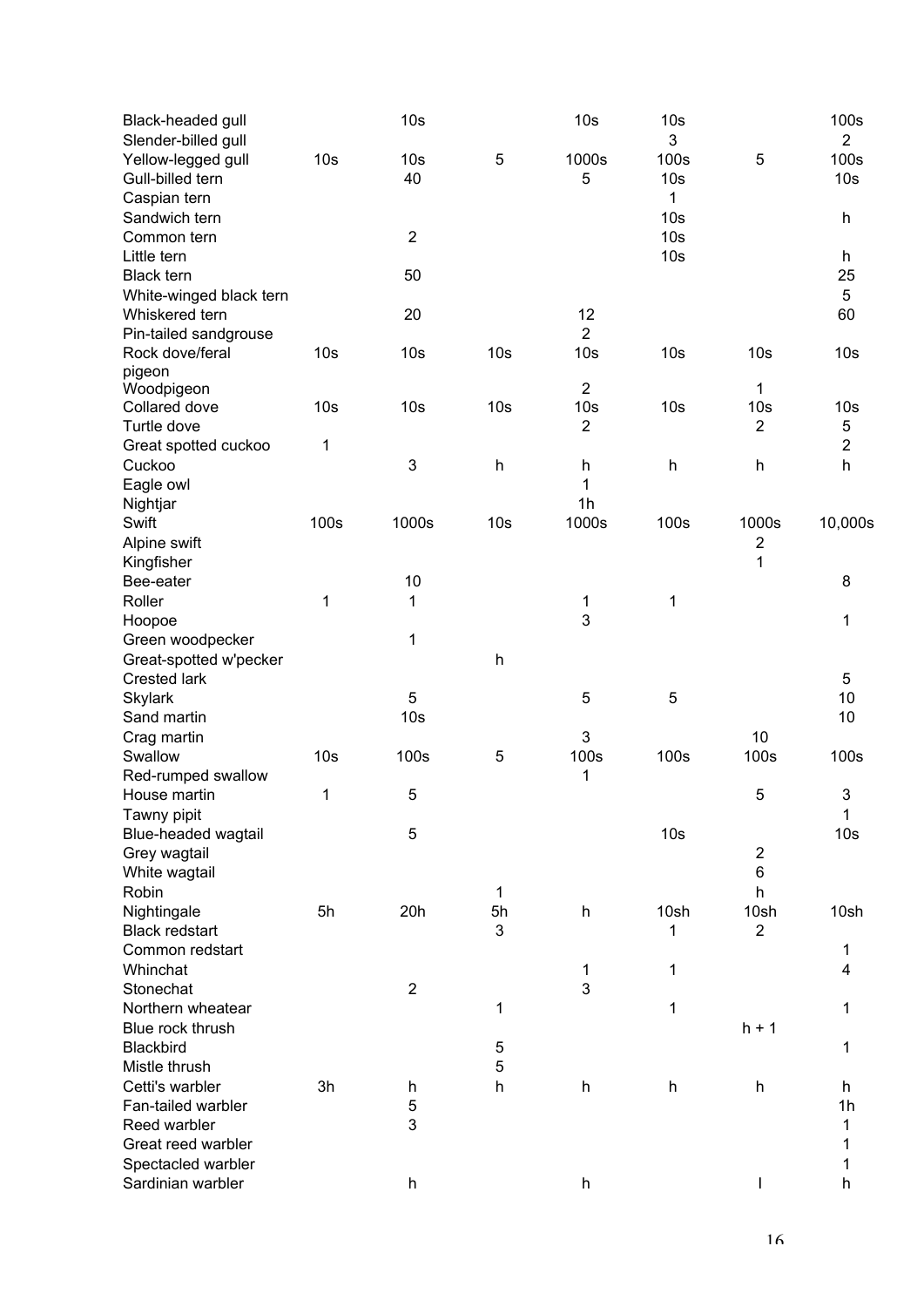| | | | | | | | |
|---|---|---|---|---|---|---|---|
| Black-headed gull | | 10s | | 10s | 10s | | 100s |
| Slender-billed gull | | | | | 3 | | 2 |
| Yellow-legged gull | 10s | 10s | 5 | 1000s | 100s | 5 | 100s |
| Gull-billed tern | | 40 | | 5 | 10s | | 10s |
| Caspian tern | | | | | 1 | | |
| Sandwich tern | | | | | 10s | | h |
| Common tern | | 2 | | | 10s | | |
| Little tern | | | | | 10s | | h |
| Black tern | | 50 | | | | | 25 |
| White-winged black tern | | | | | | | 5 |
| Whiskered tern | | 20 | | 12 | | | 60 |
| Pin-tailed sandgrouse | | | | 2 | | | |
| Rock dove/feral pigeon | 10s | 10s | 10s | 10s | 10s | 10s | 10s |
| Woodpigeon | | | | 2 | | 1 | |
| Collared dove | 10s | 10s | 10s | 10s | 10s | 10s | 10s |
| Turtle dove | | | | 2 | | 2 | 5 |
| Great spotted cuckoo | 1 | | | | | | 2 |
| Cuckoo | | 3 | h | h | h | h | h |
| Eagle owl | | | | 1 | | | |
| Nightjar | | | | 1h | | | |
| Swift | 100s | 1000s | 10s | 1000s | 100s | 1000s | 10,000s |
| Alpine swift | | | | | | 2 | |
| Kingfisher | | | | | | 1 | |
| Bee-eater | | 10 | | | | | 8 |
| Roller | 1 | 1 | | 1 | 1 | | |
| Hoopoe | | | | 3 | | | 1 |
| Green woodpecker | | 1 | | | | | |
| Great-spotted w'pecker | | | h | | | | |
| Crested lark | | | | | | | 5 |
| Skylark | | 5 | | 5 | 5 | | 10 |
| Sand martin | | 10s | | | | | 10 |
| Crag martin | | | | 3 | | 10 | |
| Swallow | 10s | 100s | 5 | 100s | 100s | 100s | 100s |
| Red-rumped swallow | | | | 1 | | | |
| House martin | 1 | 5 | | | | 5 | 3 |
| Tawny pipit | | | | | | | 1 |
| Blue-headed wagtail | | 5 | | | 10s | | 10s |
| Grey wagtail | | | | | | 2 | |
| White wagtail | | | | | | 6 | |
| Robin | | | 1 | | | h | |
| Nightingale | 5h | 20h | 5h | h | 10sh | 10sh | 10sh |
| Black redstart | | | 3 | | 1 | 2 | |
| Common redstart | | | | | | | 1 |
| Whinchat | | | | 1 | 1 | | 4 |
| Stonechat | | 2 | | 3 | | | |
| Northern wheatear | | | 1 | | 1 | | 1 |
| Blue rock thrush | | | | | | h + 1 | |
| Blackbird | | | 5 | | | | 1 |
| Mistle thrush | | | 5 | | | | |
| Cetti's warbler | 3h | h | h | h | h | h | h |
| Fan-tailed warbler | | 5 | | | | | 1h |
| Reed warbler | | 3 | | | | | 1 |
| Great reed warbler | | | | | | | 1 |
| Spectacled warbler | | | | | | | 1 |
| Sardinian warbler | | h | | h | | l | h |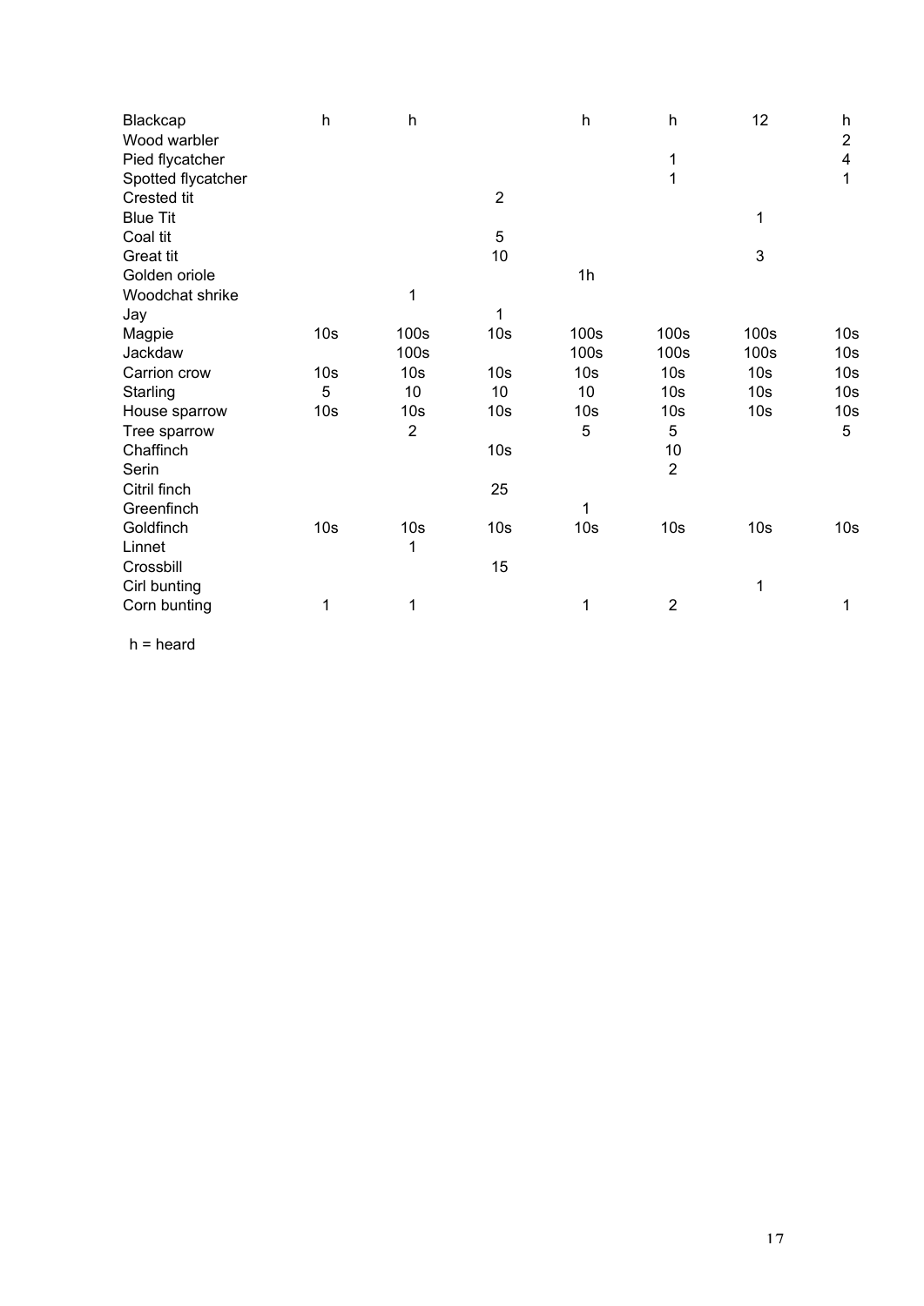| | | | | | | | |
|---|---|---|---|---|---|---|---|
| Blackcap | h | h | | h | h | 12 | h |
| Wood warbler | | | | | | | 2 |
| Pied flycatcher | | | | | 1 | | 4 |
| Spotted flycatcher | | | | | 1 | | 1 |
| Crested tit | | | 2 | | | | |
| Blue Tit | | | | | | 1 | |
| Coal tit | | | 5 | | | | |
| Great tit | | | 10 | | | 3 | |
| Golden oriole | | | | 1h | | | |
| Woodchat shrike | | 1 | | | | | |
| Jay | | | 1 | | | | |
| Magpie | 10s | 100s | 10s | 100s | 100s | 100s | 10s |
| Jackdaw | | 100s | | 100s | 100s | 100s | 10s |
| Carrion crow | 10s | 10s | 10s | 10s | 10s | 10s | 10s |
| Starling | 5 | 10 | 10 | 10 | 10s | 10s | 10s |
| House sparrow | 10s | 10s | 10s | 10s | 10s | 10s | 10s |
| Tree sparrow | | 2 | | 5 | 5 | | 5 |
| Chaffinch | | | 10s | | 10 | | |
| Serin | | | | | 2 | | |
| Citril finch | | | 25 | | | | |
| Greenfinch | | | | 1 | | | |
| Goldfinch | 10s | 10s | 10s | 10s | 10s | 10s | 10s |
| Linnet | | 1 | | | | | |
| Crossbill | | | 15 | | | | |
| Cirl bunting | | | | | | 1 | |
| Corn bunting | 1 | 1 | | 1 | 2 | | 1 |

h = heard